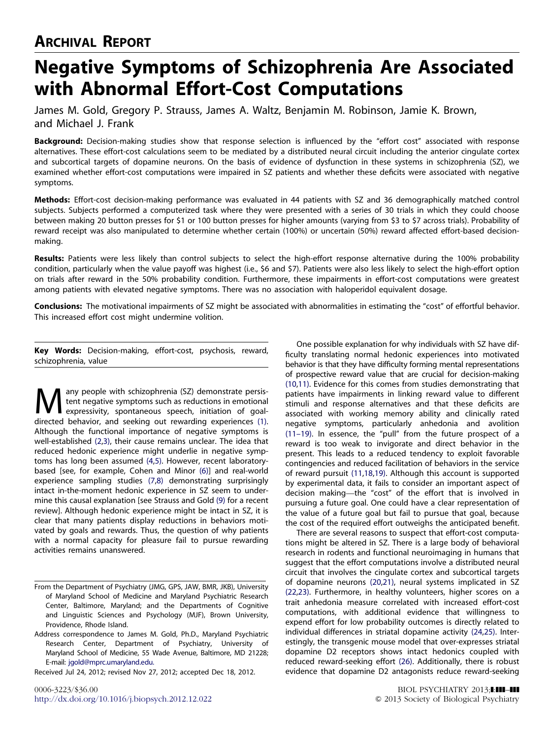## ARCHIVAL REPORT

# Negative Symptoms of Schizophrenia Are Associated with Abnormal Effort-Cost Computations

James M. Gold, Gregory P. Strauss, James A. Waltz, Benjamin M. Robinson, Jamie K. Brown, and Michael J. Frank

**Background:** Decision-making studies show that response selection is influenced by the "effort cost" associated with response alternatives. These effort-cost calculations seem to be mediated by a distributed neural circuit including the anterior cingulate cortex and subcortical targets of dopamine neurons. On the basis of evidence of dysfunction in these systems in schizophrenia (SZ), we examined whether effort-cost computations were impaired in SZ patients and whether these deficits were associated with negative symptoms.

**Methods:** Effort-cost decision-making performance was evaluated in 44 patients with SZ and 36 demographically matched control subjects. Subjects performed a computerized task where they were presented with a series of 30 trials in which they could choose between making 20 button presses for $1 or 100 button presses for higher amounts (varying from $3 to $7 across trials). Probability of reward receipt was also manipulated to determine whether certain (100%) or uncertain (50%) reward affected effort-based decision-making.

**Results:** Patients were less likely than control subjects to select the high-effort response alternative during the 100% probability condition, particularly when the value payoff was highest (i.e., $6 and $7). Patients were also less likely to select the high-effort option on trials after reward in the 50% probability condition. Furthermore, these impairments in effort-cost computations were greatest among patients with elevated negative symptoms. There was no association with haloperidol equivalent dosage.

**Conclusions:** The motivational impairments of SZ might be associated with abnormalities in estimating the "cost" of effortful behavior. This increased effort cost might undermine volition.

**Key Words:** Decision-making, effort-cost, psychosis, reward, schizophrenia, value

Many people with schizophrenia (SZ) demonstrate persistent negative symptoms such as reductions in emotional expressivity, spontaneous speech, initiation of goal-directed behavior, and seeking out rewarding experiences (1). Although the functional importance of negative symptoms is well-established (2,3), their cause remains unclear. The idea that reduced hedonic experience might underlie in negative symptoms has long been assumed (4,5). However, recent laboratory-based [see, for example, Cohen and Minor (6)] and real-world experience sampling studies (7,8) demonstrating surprisingly intact in-the-moment hedonic experience in SZ seem to undermine this causal explanation [see Strauss and Gold (9) for a recent review]. Although hedonic experience might be intact in SZ, it is clear that many patients display reductions in behaviors motivated by goals and rewards. Thus, the question of why patients with a normal capacity for pleasure fail to pursue rewarding activities remains unanswered.

One possible explanation for why individuals with SZ have difficulty translating normal hedonic experiences into motivated behavior is that they have difficulty forming mental representations of prospective reward value that are crucial for decision-making (10,11). Evidence for this comes from studies demonstrating that patients have impairments in linking reward value to different stimuli and response alternatives and that these deficits are associated with working memory ability and clinically rated negative symptoms, particularly anhedonia and avolition (11–19). In essence, the "pull" from the future prospect of a reward is too weak to invigorate and direct behavior in the present. This leads to a reduced tendency to exploit favorable contingencies and reduced facilitation of behaviors in the service of reward pursuit (11,18,19). Although this account is supported by experimental data, it fails to consider an important aspect of decision making—the "cost" of the effort that is involved in pursuing a future goal. One could have a clear representation of the value of a future goal but fail to pursue that goal, because the cost of the required effort outweighs the anticipated benefit.

There are several reasons to suspect that effort-cost computations might be altered in SZ. There is a large body of behavioral research in rodents and functional neuroimaging in humans that suggest that the effort computations involve a distributed neural circuit that involves the cingulate cortex and subcortical targets of dopamine neurons (20,21), neural systems implicated in SZ (22,23). Furthermore, in healthy volunteers, higher scores on a trait anhedonia measure correlated with increased effort-cost computations, with additional evidence that willingness to expend effort for low probability outcomes is directly related to individual differences in striatal dopamine activity (24,25). Interestingly, the transgenic mouse model that over-expresses striatal dopamine D2 receptors shows intact hedonics coupled with reduced reward-seeking effort (26). Additionally, there is robust evidence that dopamine D2 antagonists reduce reward-seeking

From the Department of Psychiatry (JMG, GPS, JAW, BMR, JKB), University of Maryland School of Medicine and Maryland Psychiatric Research Center, Baltimore, Maryland; and the Departments of Cognitive and Linguistic Sciences and Psychology (MJF), Brown University, Providence, Rhode Island.

Address correspondence to James M. Gold, Ph.D., Maryland Psychiatric Research Center, Department of Psychiatry, University of Maryland School of Medicine, 55 Wade Avenue, Baltimore, MD 21228; E-mail: jgold@mprc.umaryland.edu.

Received Jul 24, 2012; revised Nov 27, 2012; accepted Dec 18, 2012.

0006-3223/$36.00
http://dx.doi.org/10.1016/j.biopsych.2012.12.022

© 2013 Society of Biological Psychiatry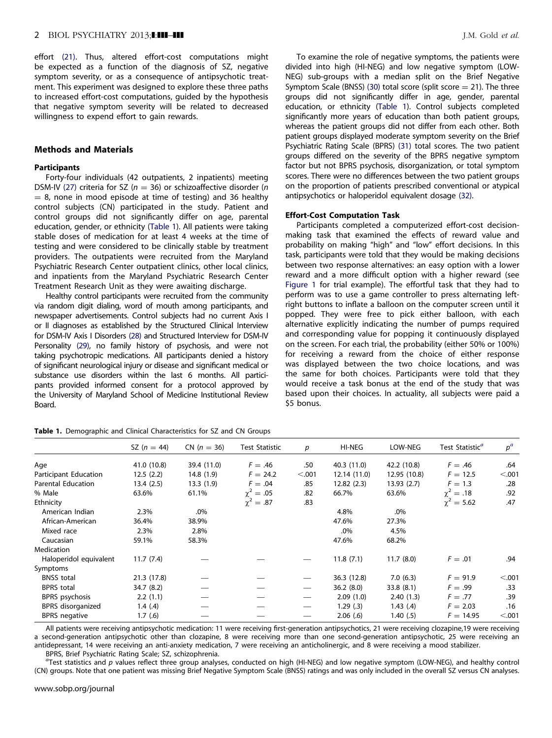effort (21). Thus, altered effort-cost computations might be expected as a function of the diagnosis of SZ, negative symptom severity, or as a consequence of antipsychotic treatment. This experiment was designed to explore these three paths to increased effort-cost computations, guided by the hypothesis that negative symptom severity will be related to decreased willingness to expend effort to gain rewards.

## Methods and Materials

### Participants

Forty-four individuals (42 outpatients, 2 inpatients) meeting DSM-IV (27) criteria for SZ ($n$ = 36) or schizoaffective disorder ($n$ = 8, none in mood episode at time of testing) and 36 healthy control subjects (CN) participated in the study. Patient and control groups did not significantly differ on age, parental education, gender, or ethnicity (Table 1). All patients were taking stable doses of medication for at least 4 weeks at the time of testing and were considered to be clinically stable by treatment providers. The outpatients were recruited from the Maryland Psychiatric Research Center outpatient clinics, other local clinics, and inpatients from the Maryland Psychiatric Research Center Treatment Research Unit as they were awaiting discharge.

Healthy control participants were recruited from the community via random digit dialing, word of mouth among participants, and newspaper advertisements. Control subjects had no current Axis I or II diagnoses as established by the Structured Clinical Interview for DSM-IV Axis I Disorders (28) and Structured Interview for DSM-IV Personality (29), no family history of psychosis, and were not taking psychotropic medications. All participants denied a history of significant neurological injury or disease and significant medical or substance use disorders within the last 6 months. All participants provided informed consent for a protocol approved by the University of Maryland School of Medicine Institutional Review Board.

To examine the role of negative symptoms, the patients were divided into high (HI-NEG) and low negative symptom (LOW-NEG) sub-groups with a median split on the Brief Negative Symptom Scale (BNSS) (30) total score (split score = 21). The three groups did not significantly differ in age, gender, parental education, or ethnicity (Table 1). Control subjects completed significantly more years of education than both patient groups, whereas the patient groups did not differ from each other. Both patient groups displayed moderate symptom severity on the Brief Psychiatric Rating Scale (BPRS) (31) total scores. The two patient groups differed on the severity of the BPRS negative symptom factor but not BPRS psychosis, disorganization, or total symptom scores. There were no differences between the two patient groups on the proportion of patients prescribed conventional or atypical antipsychotics or haloperidol equivalent dosage (32).

### Effort-Cost Computation Task

Participants completed a computerized effort-cost decision-making task that examined the effects of reward value and probability on making "high" and "low" effort decisions. In this task, participants were told that they would be making decisions between two response alternatives: an easy option with a lower reward and a more difficult option with a higher reward (see Figure 1 for trial example). The effortful task that they had to perform was to use a game controller to press alternating left-right buttons to inflate a balloon on the computer screen until it popped. They were free to pick either balloon, with each alternative explicitly indicating the number of pumps required and corresponding value for popping it continuously displayed on the screen. For each trial, the probability (either 50% or 100%) for receiving a reward from the choice of either response was displayed between the two choice locations, and was the same for both choices. Participants were told that they would receive a task bonus at the end of the study that was based upon their choices. In actuality, all subjects were paid a \$5 bonus.

**Table 1.** Demographic and Clinical Characteristics for SZ and CN Groups

| | SZ ($n$ = 44) | CN ($n$ = 36) | Test Statistic | $p$ | HI-NEG | LOW-NEG | Test Statistic[a] | $p$[a] |
|---|---|---|---|---|---|---|---|---|
| Age | 41.0 (10.8) | 39.4 (11.0) | $F$ = .46 | .50 | 40.3 (11.0) | 42.2 (10.8) | $F$ = .46 | .64 |
| Participant Education | 12.5 (2.2) | 14.8 (1.9) | $F$ = 24.2 | <.001 | 12.14 (11.0) | 12.95 (10.8) | $F$ = 12.5 | <.001 |
| Parental Education | 13.4 (2.5) | 13.3 (1.9) | $F$ = .04 | .85 | 12.82 (2.3) | 13.93 (2.7) | $F$ = 1.3 | .28 |
| % Male | 63.6% | 61.1% | $\chi^2$ = .05 | .82 | 66.7% | 63.6% | $\chi^2$ = .18 | .92 |
| Ethnicity | | | $\chi^2$ = .87 | .83 | | | $\chi^2$ = 5.62 | .47 |
| American Indian | 2.3% | .0% | | | 4.8% | .0% | | |
| African-American | 36.4% | 38.9% | | | 47.6% | 27.3% | | |
| Mixed race | 2.3% | 2.8% | | | .0% | 4.5% | | |
| Caucasian | 59.1% | 58.3% | | | 47.6% | 68.2% | | |
| Medication | | | | | | | | |
| Haloperidol equivalent | 11.7 (7.4) | — | — | — | 11.8 (7.1) | 11.7 (8.0) | $F$ = .01 | .94 |
| Symptoms | | | | | | | | |
| BNSS total | 21.3 (17.8) | — | — | — | 36.3 (12.8) | 7.0 (6.3) | $F$ = 91.9 | <.001 |
| BPRS total | 34.7 (8.2) | — | — | — | 36.2 (8.0) | 33.8 (8.1) | $F$ = .99 | .33 |
| BPRS psychosis | 2.2 (1.1) | — | — | — | 2.09 (1.0) | 2.40 (1.3) | $F$ = .77 | .39 |
| BPRS disorganized | 1.4 (.4) | — | — | — | 1.29 (.3) | 1.43 (.4) | $F$ = 2.03 | .16 |
| BPRS negative | 1.7 (.6) | — | — | — | 2.06 (.6) | 1.40 (.5) | $F$ = 14.95 | <.001 |

All patients were receiving antipsychotic medication: 11 were receiving first-generation antipsychotics, 21 were receiving clozapine,19 were receiving a second-generation antipsychotic other than clozapine, 8 were receiving more than one second-generation antipsychotic, 25 were receiving an antidepressant, 14 were receiving an anti-anxiety medication, 7 were receiving an anticholinergic, and 8 were receiving a mood stabilizer.

BPRS, Brief Psychiatric Rating Scale; SZ, schizophrenia.

[a]Test statistics and $p$ values reflect three group analyses, conducted on high (HI-NEG) and low negative symptom (LOW-NEG), and healthy control (CN) groups. Note that one patient was missing Brief Negative Symptom Scale (BNSS) ratings and was only included in the overall SZ versus CN analyses.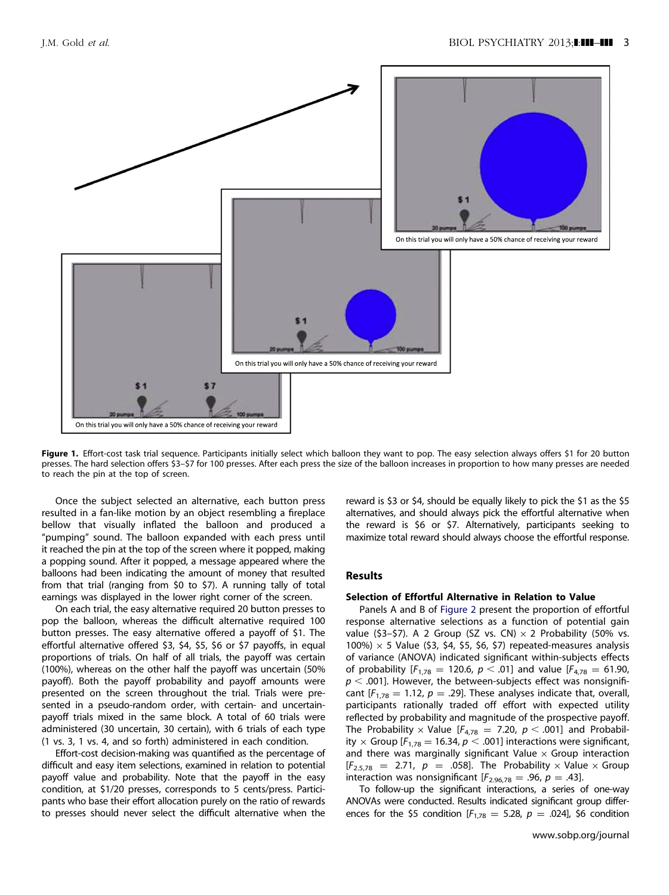**Figure 1.** Effort-cost task trial sequence. Participants initially select which balloon they want to pop. The easy selection always offers \$1 for 20 button presses. The hard selection offers \$3–\$7 for 100 presses. After each press the size of the balloon increases in proportion to how many presses are needed to reach the pin at the top of screen.

Once the subject selected an alternative, each button press resulted in a fan-like motion by an object resembling a fireplace bellow that visually inflated the balloon and produced a "pumping" sound. The balloon expanded with each press until it reached the pin at the top of the screen where it popped, making a popping sound. After it popped, a message appeared where the balloons had been indicating the amount of money that resulted from that trial (ranging from \$0 to \$7). A running tally of total earnings was displayed in the lower right corner of the screen.

On each trial, the easy alternative required 20 button presses to pop the balloon, whereas the difficult alternative required 100 button presses. The easy alternative offered a payoff of \$1. The effortful alternative offered \$3, \$4, \$5, \$6 or \$7 payoffs, in equal proportions of trials. On half of all trials, the payoff was certain (100%), whereas on the other half the payoff was uncertain (50% payoff). Both the payoff probability and payoff amounts were presented on the screen throughout the trial. Trials were presented in a pseudo-random order, with certain- and uncertain-payoff trials mixed in the same block. A total of 60 trials were administered (30 uncertain, 30 certain), with 6 trials of each type (1 vs. 3, 1 vs. 4, and so forth) administered in each condition.

Effort-cost decision-making was quantified as the percentage of difficult and easy item selections, examined in relation to potential payoff value and probability. Note that the payoff in the easy condition, at \$1/20 presses, corresponds to 5 cents/press. Participants who base their effort allocation purely on the ratio of rewards to presses should never select the difficult alternative when the reward is \$3 or \$4, should be equally likely to pick the \$1 as the \$5 alternatives, and should always pick the effortful alternative when the reward is \$6 or \$7. Alternatively, participants seeking to maximize total reward should always choose the effortful response.

## Results

### Selection of Effortful Alternative in Relation to Value

Panels A and B of Figure 2 present the proportion of effortful response alternative selections as a function of potential gain value (\$3–\$7). A 2 Group (SZ vs. CN) × 2 Probability (50% vs. 100%) × 5 Value (\$3, \$4, \$5, \$6, \$7) repeated-measures analysis of variance (ANOVA) indicated significant within-subjects effects of probability [$F_{1,78} = 120.6$, $p < .01$] and value [$F_{4,78} = 61.90$, $p < .001$]. However, the between-subjects effect was nonsignificant [$F_{1,78} = 1.12$, $p = .29$]. These analyses indicate that, overall, participants rationally traded off effort with expected utility reflected by probability and magnitude of the prospective payoff. The Probability × Value [$F_{4,78} = 7.20$, $p < .001$] and Probability × Group [$F_{1,78} = 16.34$, $p < .001$] interactions were significant, and there was marginally significant Value × Group interaction [$F_{2.5,78} = 2.71$, $p = .058$]. The Probability × Value × Group interaction was nonsignificant [$F_{2.96,78} = .96$, $p = .43$].

To follow-up the significant interactions, a series of one-way ANOVAs were conducted. Results indicated significant group differences for the \$5 condition [$F_{1,78} = 5.28$, $p = .024$], \$6 condition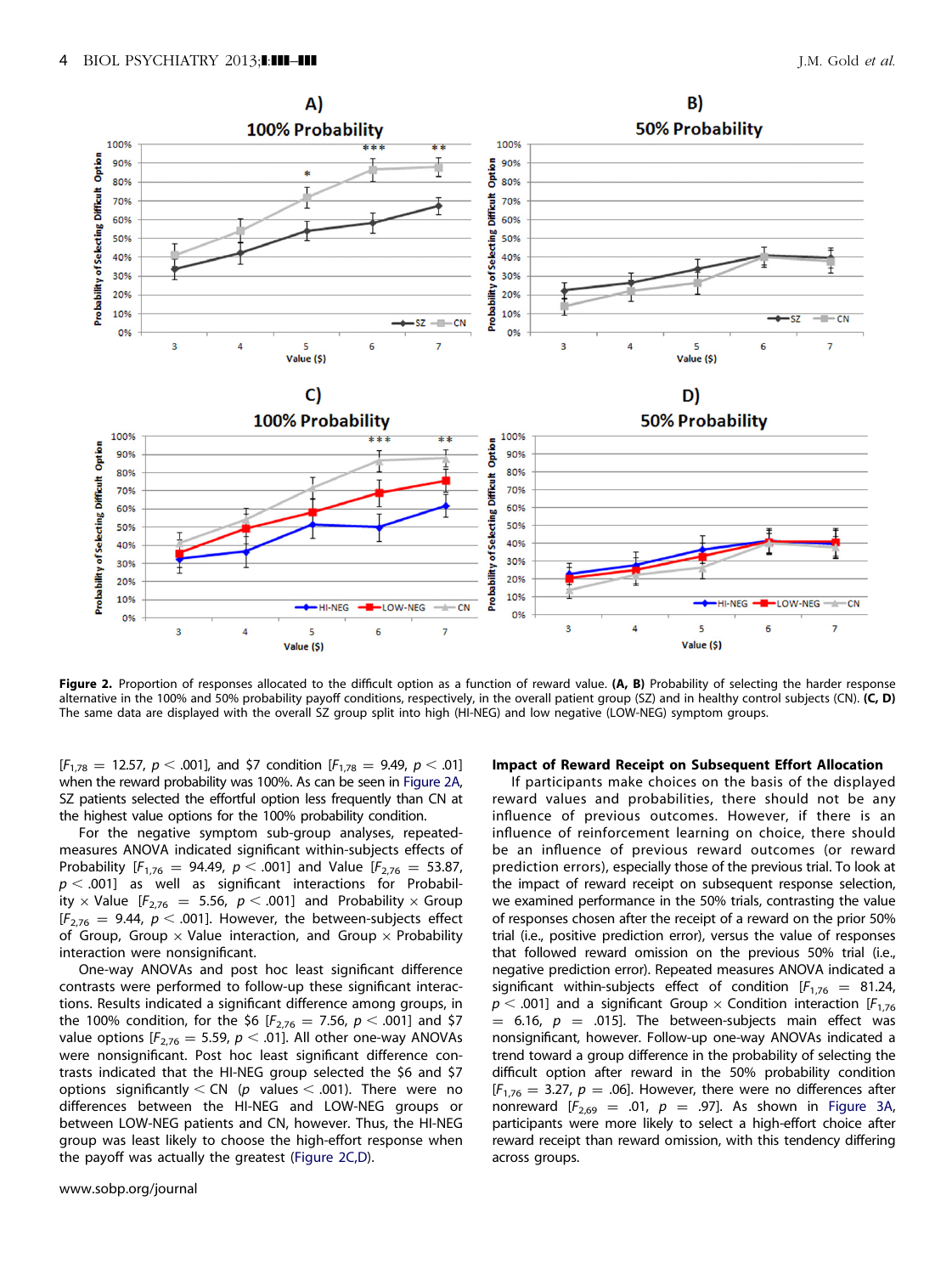**Figure 2.** Proportion of responses allocated to the difficult option as a function of reward value. **(A, B)** Probability of selecting the harder response alternative in the 100% and 50% probability payoff conditions, respectively, in the overall patient group (SZ) and in healthy control subjects (CN). **(C, D)** The same data are displayed with the overall SZ group split into high (HI-NEG) and low negative (LOW-NEG) symptom groups.

[$F_{1,78} = 12.57$, $p < .001$], and \$7 condition [$F_{1,78} = 9.49$, $p < .01$] when the reward probability was 100%. As can be seen in Figure 2A, SZ patients selected the effortful option less frequently than CN at the highest value options for the 100% probability condition.

For the negative symptom sub-group analyses, repeated-measures ANOVA indicated significant within-subjects effects of Probability [$F_{1,76} = 94.49$, $p < .001$] and Value [$F_{2,76} = 53.87$, $p < .001$] as well as significant interactions for Probability × Value [$F_{2,76} = 5.56$, $p < .001$] and Probability × Group [$F_{2,76} = 9.44$, $p < .001$]. However, the between-subjects effect of Group, Group × Value interaction, and Group × Probability interaction were nonsignificant.

One-way ANOVAs and post hoc least significant difference contrasts were performed to follow-up these significant interactions. Results indicated a significant difference among groups, in the 100% condition, for the \$6 [$F_{2,76} = 7.56$, $p < .001$] and \$7 value options [$F_{2,76} = 5.59$, $p < .01$]. All other one-way ANOVAs were nonsignificant. Post hoc least significant difference contrasts indicated that the HI-NEG group selected the \$6 and \$7 options significantly < CN ($p$ values < .001). There were no differences between the HI-NEG and LOW-NEG groups or between LOW-NEG patients and CN, however. Thus, the HI-NEG group was least likely to choose the high-effort response when the payoff was actually the greatest (Figure 2C,D).

### Impact of Reward Receipt on Subsequent Effort Allocation

If participants make choices on the basis of the displayed reward values and probabilities, there should not be any influence of previous outcomes. However, if there is an influence of reinforcement learning on choice, there should be an influence of previous reward outcomes (or reward prediction errors), especially those of the previous trial. To look at the impact of reward receipt on subsequent response selection, we examined performance in the 50% trials, contrasting the value of responses chosen after the receipt of a reward on the prior 50% trial (i.e., positive prediction error), versus the value of responses that followed reward omission on the previous 50% trial (i.e., negative prediction error). Repeated measures ANOVA indicated a significant within-subjects effect of condition [$F_{1,76} = 81.24$, $p < .001$] and a significant Group × Condition interaction [$F_{1,76} = 6.16$, $p = .015$]. The between-subjects main effect was nonsignificant, however. Follow-up one-way ANOVAs indicated a trend toward a group difference in the probability of selecting the difficult option after reward in the 50% probability condition [$F_{1,76} = 3.27$, $p = .06$]. However, there were no differences after nonreward [$F_{2,69} = .01$, $p = .97$]. As shown in Figure 3A, participants were more likely to select a high-effort choice after reward receipt than reward omission, with this tendency differing across groups.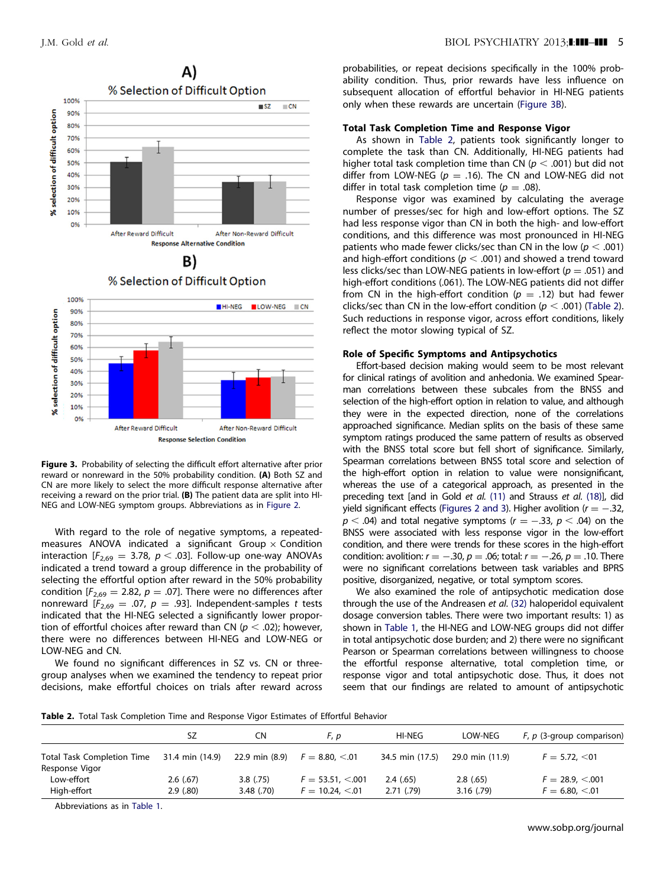Figure 3. Probability of selecting the difficult effort alternative after prior reward or nonreward in the 50% probability condition. **(A)** Both SZ and CN are more likely to select the more difficult response alternative after receiving a reward on the prior trial. **(B)** The patient data are split into HI-NEG and LOW-NEG symptom groups. Abbreviations as in Figure 2.

With regard to the role of negative symptoms, a repeated-measures ANOVA indicated a significant Group × Condition interaction [$F_{2,69} = 3.78$, $p < .03$]. Follow-up one-way ANOVAs indicated a trend toward a group difference in the probability of selecting the effortful option after reward in the 50% probability condition [$F_{2,69} = 2.82$, $p = .07$]. There were no differences after nonreward [$F_{2,69} = .07$, $p = .93$]. Independent-samples *t* tests indicated that the HI-NEG selected a significantly lower proportion of effortful choices after reward than CN ($p < .02$); however, there were no differences between HI-NEG and LOW-NEG or LOW-NEG and CN.

We found no significant differences in SZ vs. CN or three-group analyses when we examined the tendency to repeat prior decisions, make effortful choices on trials after reward across probabilities, or repeat decisions specifically in the 100% probability condition. Thus, prior rewards have less influence on subsequent allocation of effortful behavior in HI-NEG patients only when these rewards are uncertain (Figure 3B).

### Total Task Completion Time and Response Vigor

As shown in Table 2, patients took significantly longer to complete the task than CN. Additionally, HI-NEG patients had higher total task completion time than CN ($p < .001$) but did not differ from LOW-NEG ($p = .16$). The CN and LOW-NEG did not differ in total task completion time ($p = .08$).

Response vigor was examined by calculating the average number of presses/sec for high and low-effort options. The SZ had less response vigor than CN in both the high- and low-effort conditions, and this difference was most pronounced in HI-NEG patients who made fewer clicks/sec than CN in the low ($p < .001$) and high-effort conditions ($p < .001$) and showed a trend toward less clicks/sec than LOW-NEG patients in low-effort ($p = .051$) and high-effort conditions (.061). The LOW-NEG patients did not differ from CN in the high-effort condition ($p = .12$) but had fewer clicks/sec than CN in the low-effort condition ($p < .001$) (Table 2). Such reductions in response vigor, across effort conditions, likely reflect the motor slowing typical of SZ.

### Role of Specific Symptoms and Antipsychotics

Effort-based decision making would seem to be most relevant for clinical ratings of avolition and anhedonia. We examined Spearman correlations between these subcales from the BNSS and selection of the high-effort option in relation to value, and although they were in the expected direction, none of the correlations approached significance. Median splits on the basis of these same symptom ratings produced the same pattern of results as observed with the BNSS total score but fell short of significance. Similarly, Spearman correlations between BNSS total score and selection of the high-effort option in relation to value were nonsignificant, whereas the use of a categorical approach, as presented in the preceding text [and in Gold *et al.* (11) and Strauss *et al.* (18)], did yield significant effects (Figures 2 and 3). Higher avolition ($r = -.32$, $p < .04$) and total negative symptoms ($r = -.33$, $p < .04$) on the BNSS were associated with less response vigor in the low-effort condition, and there were trends for these scores in the high-effort condition: avolition: $r = -.30$, $p = .06$; total: $r = -.26$, $p = .10$. There were no significant correlations between task variables and BPRS positive, disorganized, negative, or total symptom scores.

We also examined the role of antipsychotic medication dose through the use of the Andreasen *et al.* (32) haloperidol equivalent dosage conversion tables. There were two important results: 1) as shown in Table 1, the HI-NEG and LOW-NEG groups did not differ in total antipsychotic dose burden; and 2) there were no significant Pearson or Spearman correlations between willingness to choose the effortful response alternative, total completion time, or response vigor and total antipsychotic dose. Thus, it does not seem that our findings are related to amount of antipsychotic

**Table 2.** Total Task Completion Time and Response Vigor Estimates of Effortful Behavior

| | SZ | CN | *F*, *p* | HI-NEG | LOW-NEG | *F*, *p* (3-group comparison) |
|---|---|---|---|---|---|---|
| Total Task Completion Time | 31.4 min (14.9) | 22.9 min (8.9) | $F = 8.80$, $<.01$ | 34.5 min (17.5) | 29.0 min (11.9) | $F = 5.72$, $<01$ |
| Response Vigor | | | | | | |
| Low-effort | 2.6 (.67) | 3.8 (.75) | $F = 53.51$, $<.001$ | 2.4 (.65) | 2.8 (.65) | $F = 28.9$, $<.001$ |
| High-effort | 2.9 (.80) | 3.48 (.70) | $F = 10.24$, $<.01$ | 2.71 (.79) | 3.16 (.79) | $F = 6.80$, $<.01$ |

Abbreviations as in Table 1.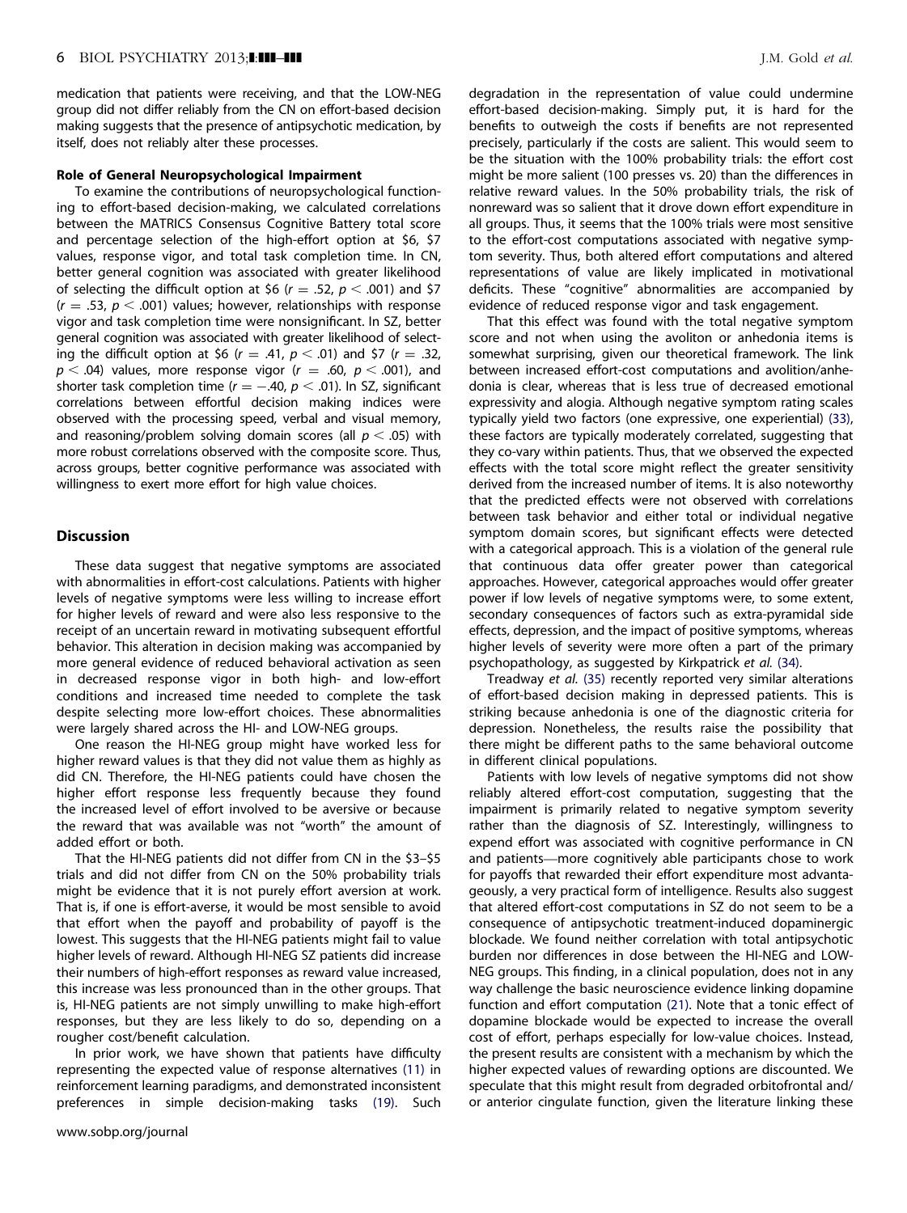medication that patients were receiving, and that the LOW-NEG group did not differ reliably from the CN on effort-based decision making suggests that the presence of antipsychotic medication, by itself, does not reliably alter these processes.

#### Role of General Neuropsychological Impairment

To examine the contributions of neuropsychological functioning to effort-based decision-making, we calculated correlations between the MATRICS Consensus Cognitive Battery total score and percentage selection of the high-effort option at \$6, \$7 values, response vigor, and total task completion time. In CN, better general cognition was associated with greater likelihood of selecting the difficult option at \$6 ($r = .52$, $p < .001$) and \$7 ($r = .53$, $p < .001$) values; however, relationships with response vigor and task completion time were nonsignificant. In SZ, better general cognition was associated with greater likelihood of selecting the difficult option at \$6 ($r = .41$, $p < .01$) and \$7 ($r = .32$, $p < .04$) values, more response vigor ($r = .60$, $p < .001$), and shorter task completion time ($r = -.40$, $p < .01$). In SZ, significant correlations between effortful decision making indices were observed with the processing speed, verbal and visual memory, and reasoning/problem solving domain scores (all $p < .05$) with more robust correlations observed with the composite score. Thus, across groups, better cognitive performance was associated with willingness to exert more effort for high value choices.

## Discussion

These data suggest that negative symptoms are associated with abnormalities in effort-cost calculations. Patients with higher levels of negative symptoms were less willing to increase effort for higher levels of reward and were also less responsive to the receipt of an uncertain reward in motivating subsequent effortful behavior. This alteration in decision making was accompanied by more general evidence of reduced behavioral activation as seen in decreased response vigor in both high- and low-effort conditions and increased time needed to complete the task despite selecting more low-effort choices. These abnormalities were largely shared across the HI- and LOW-NEG groups.

One reason the HI-NEG group might have worked less for higher reward values is that they did not value them as highly as did CN. Therefore, the HI-NEG patients could have chosen the higher effort response less frequently because they found the increased level of effort involved to be aversive or because the reward that was available was not "worth" the amount of added effort or both.

That the HI-NEG patients did not differ from CN in the \$3–\$5 trials and did not differ from CN on the 50% probability trials might be evidence that it is not purely effort aversion at work. That is, if one is effort-averse, it would be most sensible to avoid that effort when the payoff and probability of payoff is the lowest. This suggests that the HI-NEG patients might fail to value higher levels of reward. Although HI-NEG SZ patients did increase their numbers of high-effort responses as reward value increased, this increase was less pronounced than in the other groups. That is, HI-NEG patients are not simply unwilling to make high-effort responses, but they are less likely to do so, depending on a rougher cost/benefit calculation.

In prior work, we have shown that patients have difficulty representing the expected value of response alternatives (11) in reinforcement learning paradigms, and demonstrated inconsistent preferences in simple decision-making tasks (19). Such degradation in the representation of value could undermine effort-based decision-making. Simply put, it is hard for the benefits to outweigh the costs if benefits are not represented precisely, particularly if the costs are salient. This would seem to be the situation with the 100% probability trials: the effort cost might be more salient (100 presses vs. 20) than the differences in relative reward values. In the 50% probability trials, the risk of nonreward was so salient that it drove down effort expenditure in all groups. Thus, it seems that the 100% trials were most sensitive to the effort-cost computations associated with negative symptom severity. Thus, both altered effort computations and altered representations of value are likely implicated in motivational deficits. These "cognitive" abnormalities are accompanied by evidence of reduced response vigor and task engagement.

That this effect was found with the total negative symptom score and not when using the avoliton or anhedonia items is somewhat surprising, given our theoretical framework. The link between increased effort-cost computations and avolition/anhedonia is clear, whereas that is less true of decreased emotional expressivity and alogia. Although negative symptom rating scales typically yield two factors (one expressive, one experiential) (33), these factors are typically moderately correlated, suggesting that they co-vary within patients. Thus, that we observed the expected effects with the total score might reflect the greater sensitivity derived from the increased number of items. It is also noteworthy that the predicted effects were not observed with correlations between task behavior and either total or individual negative symptom domain scores, but significant effects were detected with a categorical approach. This is a violation of the general rule that continuous data offer greater power than categorical approaches. However, categorical approaches would offer greater power if low levels of negative symptoms were, to some extent, secondary consequences of factors such as extra-pyramidal side effects, depression, and the impact of positive symptoms, whereas higher levels of severity were more often a part of the primary psychopathology, as suggested by Kirkpatrick *et al.* (34).

Treadway *et al.* (35) recently reported very similar alterations of effort-based decision making in depressed patients. This is striking because anhedonia is one of the diagnostic criteria for depression. Nonetheless, the results raise the possibility that there might be different paths to the same behavioral outcome in different clinical populations.

Patients with low levels of negative symptoms did not show reliably altered effort-cost computation, suggesting that the impairment is primarily related to negative symptom severity rather than the diagnosis of SZ. Interestingly, willingness to expend effort was associated with cognitive performance in CN and patients—more cognitively able participants chose to work for payoffs that rewarded their effort expenditure most advantageously, a very practical form of intelligence. Results also suggest that altered effort-cost computations in SZ do not seem to be a consequence of antipsychotic treatment-induced dopaminergic blockade. We found neither correlation with total antipsychotic burden nor differences in dose between the HI-NEG and LOW-NEG groups. This finding, in a clinical population, does not in any way challenge the basic neuroscience evidence linking dopamine function and effort computation (21). Note that a tonic effect of dopamine blockade would be expected to increase the overall cost of effort, perhaps especially for low-value choices. Instead, the present results are consistent with a mechanism by which the higher expected values of rewarding options are discounted. We speculate that this might result from degraded orbitofrontal and/or anterior cingulate function, given the literature linking these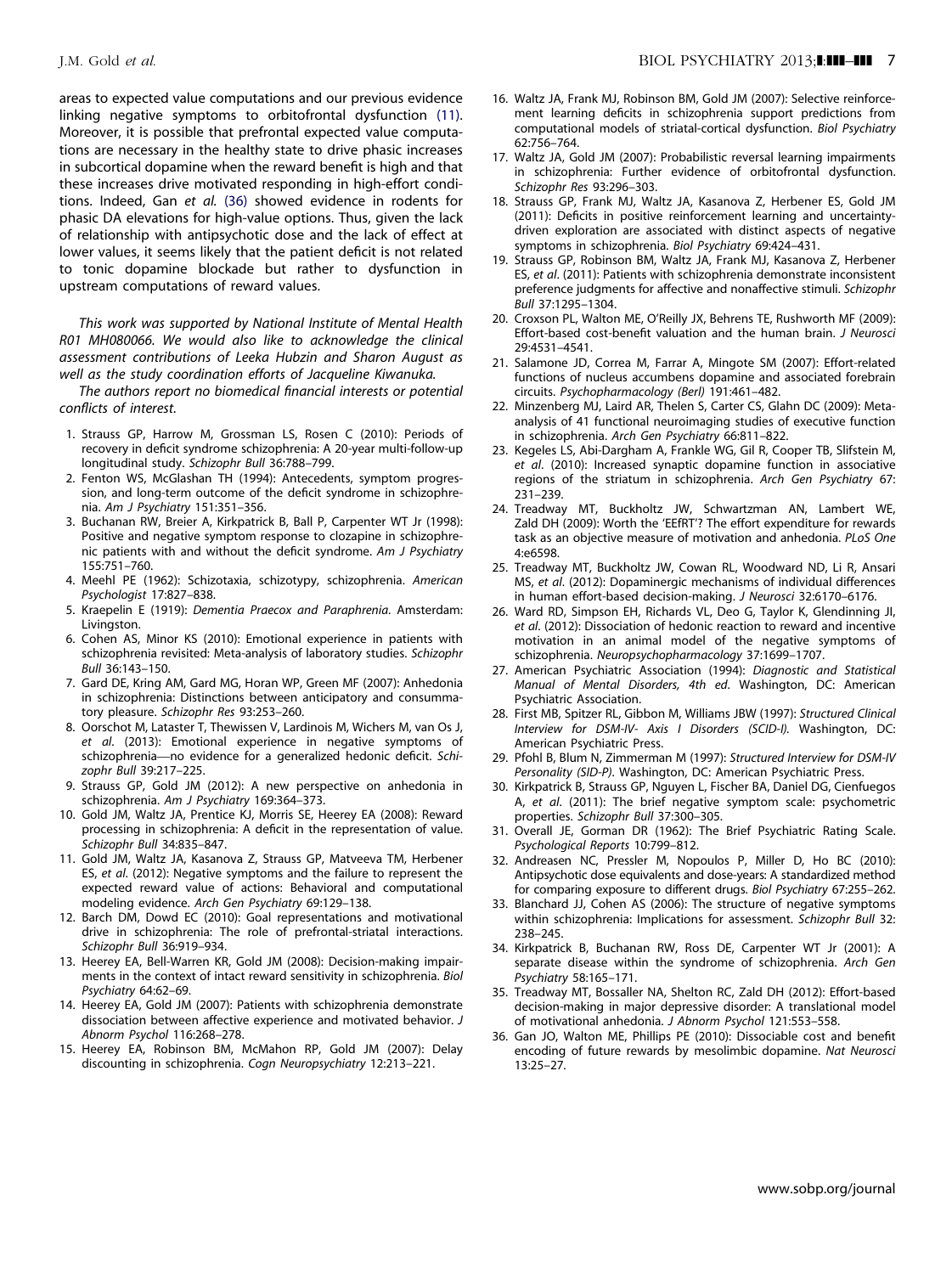areas to expected value computations and our previous evidence linking negative symptoms to orbitofrontal dysfunction (11). Moreover, it is possible that prefrontal expected value computations are necessary in the healthy state to drive phasic increases in subcortical dopamine when the reward benefit is high and that these increases drive motivated responding in high-effort conditions. Indeed, Gan *et al.* (36) showed evidence in rodents for phasic DA elevations for high-value options. Thus, given the lack of relationship with antipsychotic dose and the lack of effect at lower values, it seems likely that the patient deficit is not related to tonic dopamine blockade but rather to dysfunction in upstream computations of reward values.

*This work was supported by National Institute of Mental Health R01 MH080066. We would also like to acknowledge the clinical assessment contributions of Leeka Hubzin and Sharon August as well as the study coordination efforts of Jacqueline Kiwanuka.*

*The authors report no biomedical financial interests or potential conflicts of interest.*

1. Strauss GP, Harrow M, Grossman LS, Rosen C (2010): Periods of recovery in deficit syndrome schizophrenia: A 20-year multi-follow-up longitudinal study. *Schizophr Bull* 36:788–799.
2. Fenton WS, McGlashan TH (1994): Antecedents, symptom progression, and long-term outcome of the deficit syndrome in schizophrenia. *Am J Psychiatry* 151:351–356.
3. Buchanan RW, Breier A, Kirkpatrick B, Ball P, Carpenter WT Jr (1998): Positive and negative symptom response to clozapine in schizophrenic patients with and without the deficit syndrome. *Am J Psychiatry* 155:751–760.
4. Meehl PE (1962): Schizotaxia, schizotypy, schizophrenia. *American Psychologist* 17:827–838.
5. Kraepelin E (1919): *Dementia Praecox and Paraphrenia*. Amsterdam: Livingston.
6. Cohen AS, Minor KS (2010): Emotional experience in patients with schizophrenia revisited: Meta-analysis of laboratory studies. *Schizophr Bull* 36:143–150.
7. Gard DE, Kring AM, Gard MG, Horan WP, Green MF (2007): Anhedonia in schizophrenia: Distinctions between anticipatory and consummatory pleasure. *Schizophr Res* 93:253–260.
8. Oorschot M, Lataster T, Thewissen V, Lardinois M, Wichers M, van Os J, *et al.* (2013): Emotional experience in negative symptoms of schizophrenia—no evidence for a generalized hedonic deficit. *Schizophr Bull* 39:217–225.
9. Strauss GP, Gold JM (2012): A new perspective on anhedonia in schizophrenia. *Am J Psychiatry* 169:364–373.
10. Gold JM, Waltz JA, Prentice KJ, Morris SE, Heerey EA (2008): Reward processing in schizophrenia: A deficit in the representation of value. *Schizophr Bull* 34:835–847.
11. Gold JM, Waltz JA, Kasanova Z, Strauss GP, Matveeva TM, Herbener ES, *et al.* (2012): Negative symptoms and the failure to represent the expected reward value of actions: Behavioral and computational modeling evidence. *Arch Gen Psychiatry* 69:129–138.
12. Barch DM, Dowd EC (2010): Goal representations and motivational drive in schizophrenia: The role of prefrontal-striatal interactions. *Schizophr Bull* 36:919–934.
13. Heerey EA, Bell-Warren KR, Gold JM (2008): Decision-making impairments in the context of intact reward sensitivity in schizophrenia. *Biol Psychiatry* 64:62–69.
14. Heerey EA, Gold JM (2007): Patients with schizophrenia demonstrate dissociation between affective experience and motivated behavior. *J Abnorm Psychol* 116:268–278.
15. Heerey EA, Robinson BM, McMahon RP, Gold JM (2007): Delay discounting in schizophrenia. *Cogn Neuropsychiatry* 12:213–221.
16. Waltz JA, Frank MJ, Robinson BM, Gold JM (2007): Selective reinforcement learning deficits in schizophrenia support predictions from computational models of striatal-cortical dysfunction. *Biol Psychiatry* 62:756–764.
17. Waltz JA, Gold JM (2007): Probabilistic reversal learning impairments in schizophrenia: Further evidence of orbitofrontal dysfunction. *Schizophr Res* 93:296–303.
18. Strauss GP, Frank MJ, Waltz JA, Kasanova Z, Herbener ES, Gold JM (2011): Deficits in positive reinforcement learning and uncertainty-driven exploration are associated with distinct aspects of negative symptoms in schizophrenia. *Biol Psychiatry* 69:424–431.
19. Strauss GP, Robinson BM, Waltz JA, Frank MJ, Kasanova Z, Herbener ES, *et al.* (2011): Patients with schizophrenia demonstrate inconsistent preference judgments for affective and nonaffective stimuli. *Schizophr Bull* 37:1295–1304.
20. Croxson PL, Walton ME, O'Reilly JX, Behrens TE, Rushworth MF (2009): Effort-based cost-benefit valuation and the human brain. *J Neurosci* 29:4531–4541.
21. Salamone JD, Correa M, Farrar A, Mingote SM (2007): Effort-related functions of nucleus accumbens dopamine and associated forebrain circuits. *Psychopharmacology (Berl)* 191:461–482.
22. Minzenberg MJ, Laird AR, Thelen S, Carter CS, Glahn DC (2009): Meta-analysis of 41 functional neuroimaging studies of executive function in schizophrenia. *Arch Gen Psychiatry* 66:811–822.
23. Kegeles LS, Abi-Dargham A, Frankle WG, Gil R, Cooper TB, Slifstein M, *et al.* (2010): Increased synaptic dopamine function in associative regions of the striatum in schizophrenia. *Arch Gen Psychiatry* 67: 231–239.
24. Treadway MT, Buckholtz JW, Schwartzman AN, Lambert WE, Zald DH (2009): Worth the 'EEfRT'? The effort expenditure for rewards task as an objective measure of motivation and anhedonia. *PLoS One* 4:e6598.
25. Treadway MT, Buckholtz JW, Cowan RL, Woodward ND, Li R, Ansari MS, *et al.* (2012): Dopaminergic mechanisms of individual differences in human effort-based decision-making. *J Neurosci* 32:6170–6176.
26. Ward RD, Simpson EH, Richards VL, Deo G, Taylor K, Glendinning JI, *et al.* (2012): Dissociation of hedonic reaction to reward and incentive motivation in an animal model of the negative symptoms of schizophrenia. *Neuropsychopharmacology* 37:1699–1707.
27. American Psychiatric Association (1994): *Diagnostic and Statistical Manual of Mental Disorders, 4th ed*. Washington, DC: American Psychiatric Association.
28. First MB, Spitzer RL, Gibbon M, Williams JBW (1997): *Structured Clinical Interview for DSM-IV- Axis I Disorders (SCID-I)*. Washington, DC: American Psychiatric Press.
29. Pfohl B, Blum N, Zimmerman M (1997): *Structured Interview for DSM-IV Personality (SID-P)*. Washington, DC: American Psychiatric Press.
30. Kirkpatrick B, Strauss GP, Nguyen L, Fischer BA, Daniel DG, Cienfuegos A, *et al.* (2011): The brief negative symptom scale: psychometric properties. *Schizophr Bull* 37:300–305.
31. Overall JE, Gorman DR (1962): The Brief Psychiatric Rating Scale. *Psychological Reports* 10:799–812.
32. Andreasen NC, Pressler M, Nopoulos P, Miller D, Ho BC (2010): Antipsychotic dose equivalents and dose-years: A standardized method for comparing exposure to different drugs. *Biol Psychiatry* 67:255–262.
33. Blanchard JJ, Cohen AS (2006): The structure of negative symptoms within schizophrenia: Implications for assessment. *Schizophr Bull* 32: 238–245.
34. Kirkpatrick B, Buchanan RW, Ross DE, Carpenter WT Jr (2001): A separate disease within the syndrome of schizophrenia. *Arch Gen Psychiatry* 58:165–171.
35. Treadway MT, Bossaller NA, Shelton RC, Zald DH (2012): Effort-based decision-making in major depressive disorder: A translational model of motivational anhedonia. *J Abnorm Psychol* 121:553–558.
36. Gan JO, Walton ME, Phillips PE (2010): Dissociable cost and benefit encoding of future rewards by mesolimbic dopamine. *Nat Neurosci* 13:25–27.